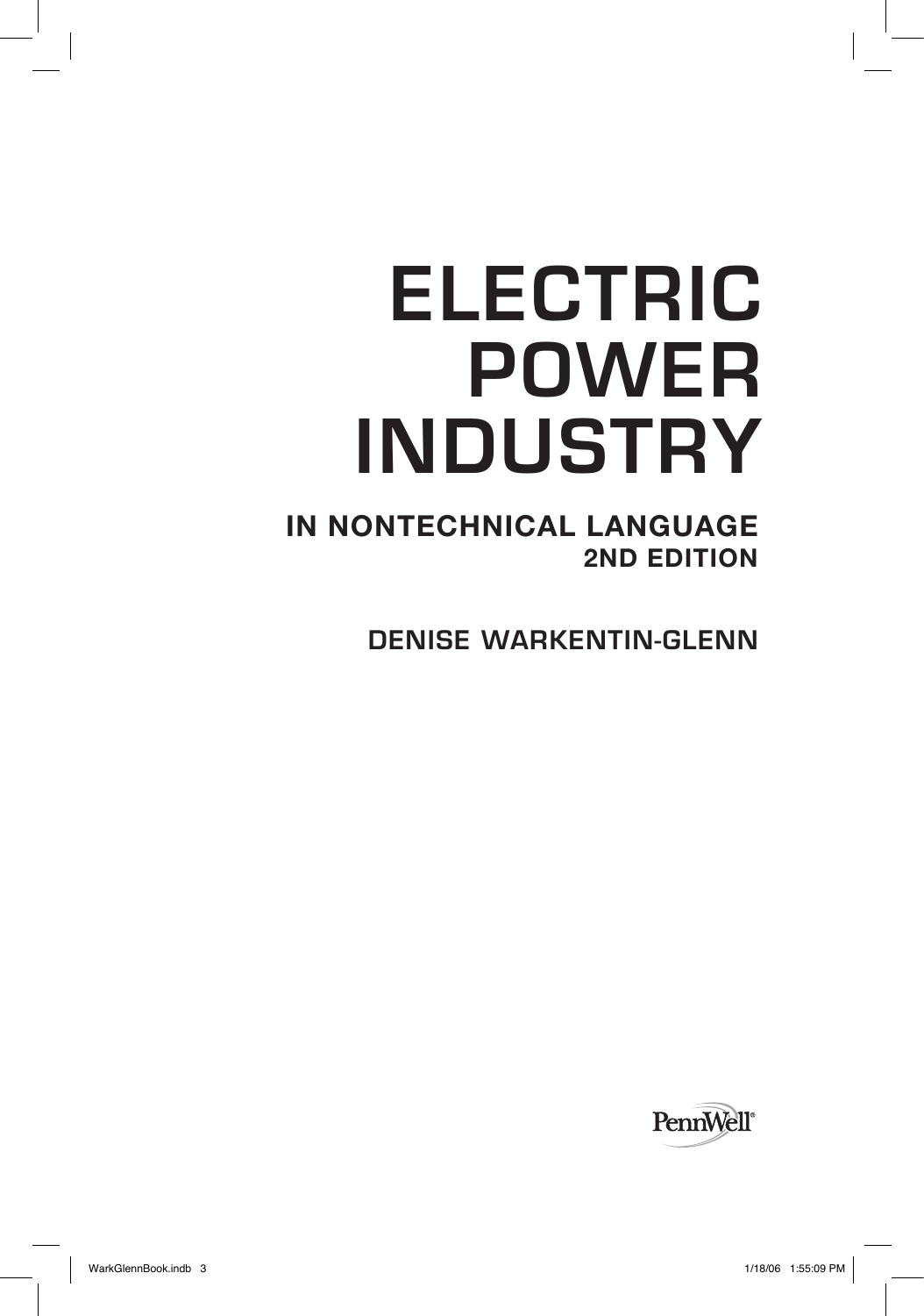# ELECTRIC POWER INDUSTRY

## IN NONTECHNICAL LANGUAGE
### 2ND EDITION

**DENISE WARKENTIN-GLENN**

PennWell®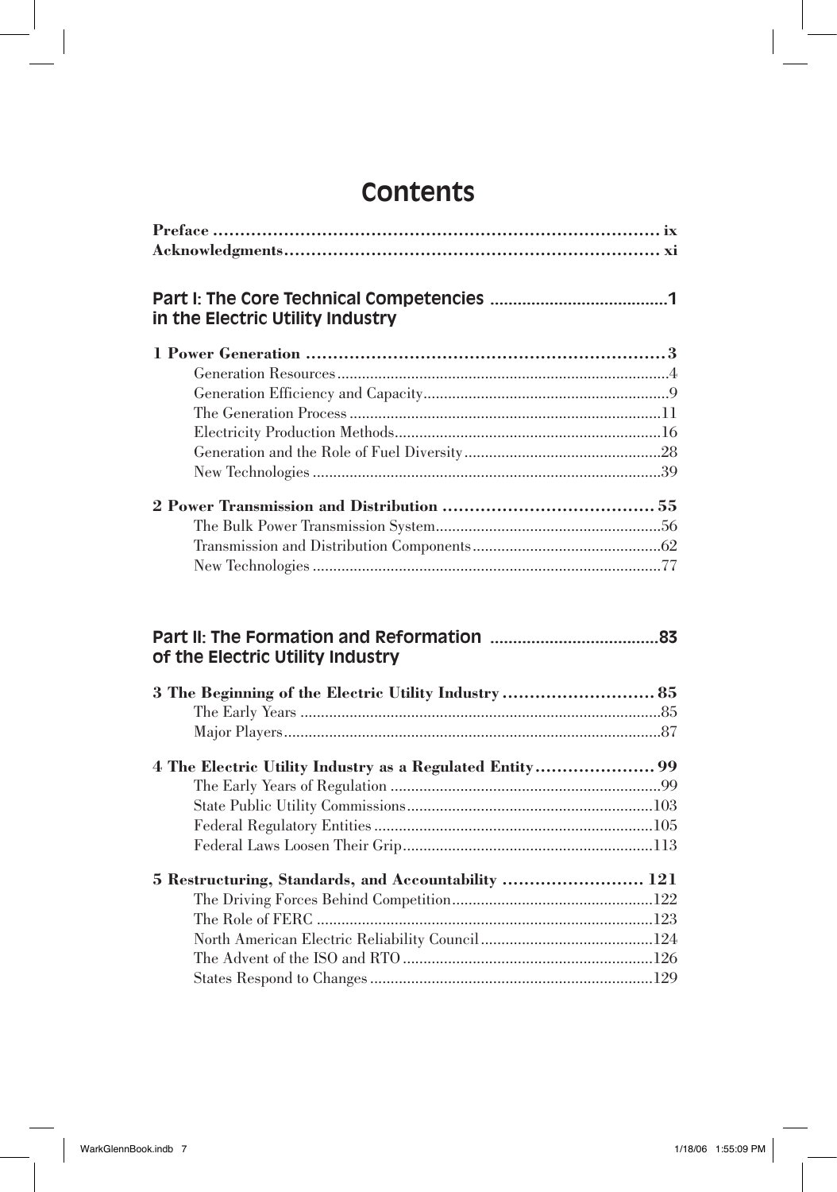# Contents

**Preface** ix
**Acknowledgments** xi

## Part I: The Core Technical Competencies in the Electric Utility Industry 1

**1 Power Generation** 3
- Generation Resources 4
- Generation Efficiency and Capacity 9
- The Generation Process 11
- Electricity Production Methods 16
- Generation and the Role of Fuel Diversity 28
- New Technologies 39

**2 Power Transmission and Distribution** 55
- The Bulk Power Transmission System 56
- Transmission and Distribution Components 62
- New Technologies 77

## Part II: The Formation and Reformation of the Electric Utility Industry 83

**3 The Beginning of the Electric Utility Industry** 85
- The Early Years 85
- Major Players 87

**4 The Electric Utility Industry as a Regulated Entity** 99
- The Early Years of Regulation 99
- State Public Utility Commissions 103
- Federal Regulatory Entities 105
- Federal Laws Loosen Their Grip 113

**5 Restructuring, Standards, and Accountability** 121
- The Driving Forces Behind Competition 122
- The Role of FERC 123
- North American Electric Reliability Council 124
- The Advent of the ISO and RTO 126
- States Respond to Changes 129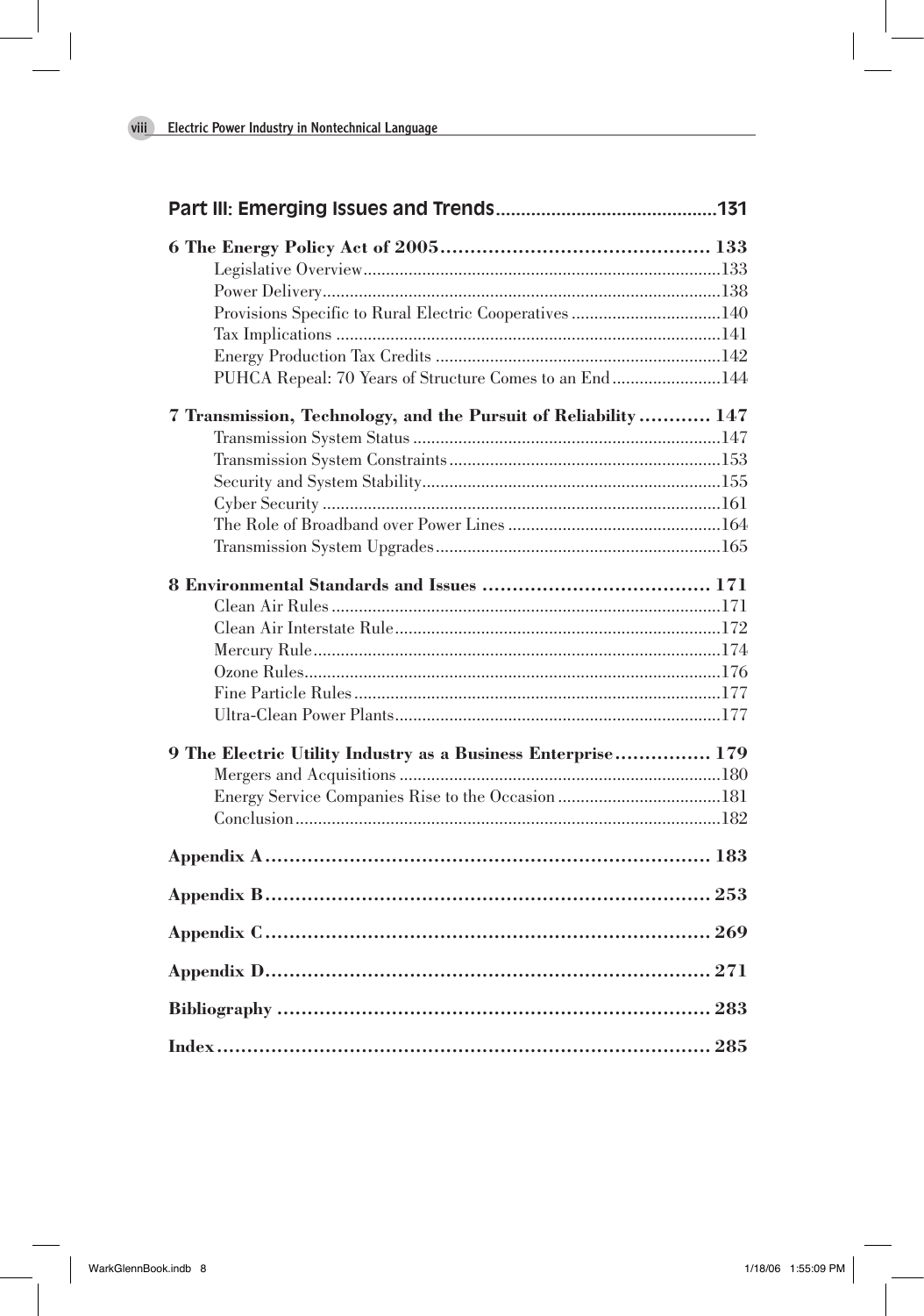## Part III: Emerging Issues and Trends ............................................131

**6 The Energy Policy Act of 2005 ............................................ 133**

- Legislative Overview ............................................133
- Power Delivery ............................................138
- Provisions Specific to Rural Electric Cooperatives ............................................140
- Tax Implications ............................................141
- Energy Production Tax Credits ............................................142
- PUHCA Repeal: 70 Years of Structure Comes to an End ............................................144

**7 Transmission, Technology, and the Pursuit of Reliability ............ 147**

- Transmission System Status ............................................147
- Transmission System Constraints ............................................153
- Security and System Stability ............................................155
- Cyber Security ............................................161
- The Role of Broadband over Power Lines ............................................164
- Transmission System Upgrades ............................................165

**8 Environmental Standards and Issues ............................................ 171**

- Clean Air Rules ............................................171
- Clean Air Interstate Rule ............................................172
- Mercury Rule ............................................174
- Ozone Rules ............................................176
- Fine Particle Rules ............................................177
- Ultra-Clean Power Plants ............................................177

**9 The Electric Utility Industry as a Business Enterprise ............... 179**

- Mergers and Acquisitions ............................................180
- Energy Service Companies Rise to the Occasion ............................................181
- Conclusion ............................................182

**Appendix A ............................................ 183**

**Appendix B ............................................ 253**

**Appendix C ............................................ 269**

**Appendix D ............................................ 271**

**Bibliography ............................................ 283**

**Index ............................................ 285**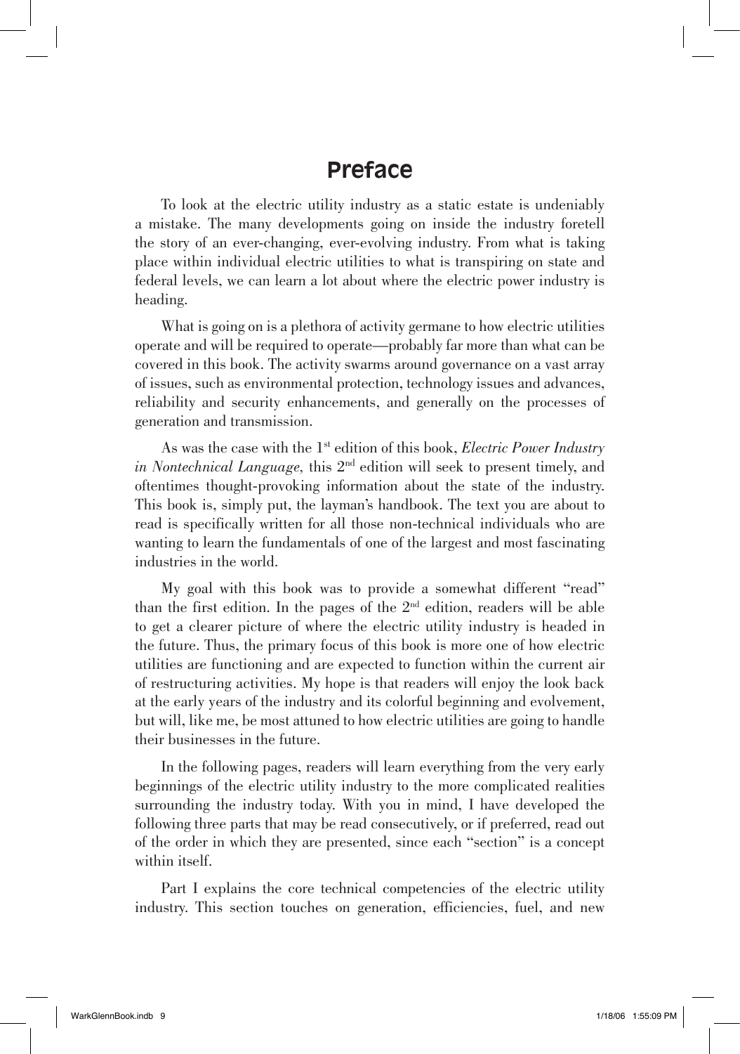# Preface

To look at the electric utility industry as a static estate is undeniably a mistake. The many developments going on inside the industry foretell the story of an ever-changing, ever-evolving industry. From what is taking place within individual electric utilities to what is transpiring on state and federal levels, we can learn a lot about where the electric power industry is heading.

What is going on is a plethora of activity germane to how electric utilities operate and will be required to operate—probably far more than what can be covered in this book. The activity swarms around governance on a vast array of issues, such as environmental protection, technology issues and advances, reliability and security enhancements, and generally on the processes of generation and transmission.

As was the case with the 1st edition of this book, *Electric Power Industry in Nontechnical Language,* this 2nd edition will seek to present timely, and oftentimes thought-provoking information about the state of the industry. This book is, simply put, the layman's handbook. The text you are about to read is specifically written for all those non-technical individuals who are wanting to learn the fundamentals of one of the largest and most fascinating industries in the world.

My goal with this book was to provide a somewhat different "read" than the first edition. In the pages of the 2nd edition, readers will be able to get a clearer picture of where the electric utility industry is headed in the future. Thus, the primary focus of this book is more one of how electric utilities are functioning and are expected to function within the current air of restructuring activities. My hope is that readers will enjoy the look back at the early years of the industry and its colorful beginning and evolvement, but will, like me, be most attuned to how electric utilities are going to handle their businesses in the future.

In the following pages, readers will learn everything from the very early beginnings of the electric utility industry to the more complicated realities surrounding the industry today. With you in mind, I have developed the following three parts that may be read consecutively, or if preferred, read out of the order in which they are presented, since each "section" is a concept within itself.

Part I explains the core technical competencies of the electric utility industry. This section touches on generation, efficiencies, fuel, and new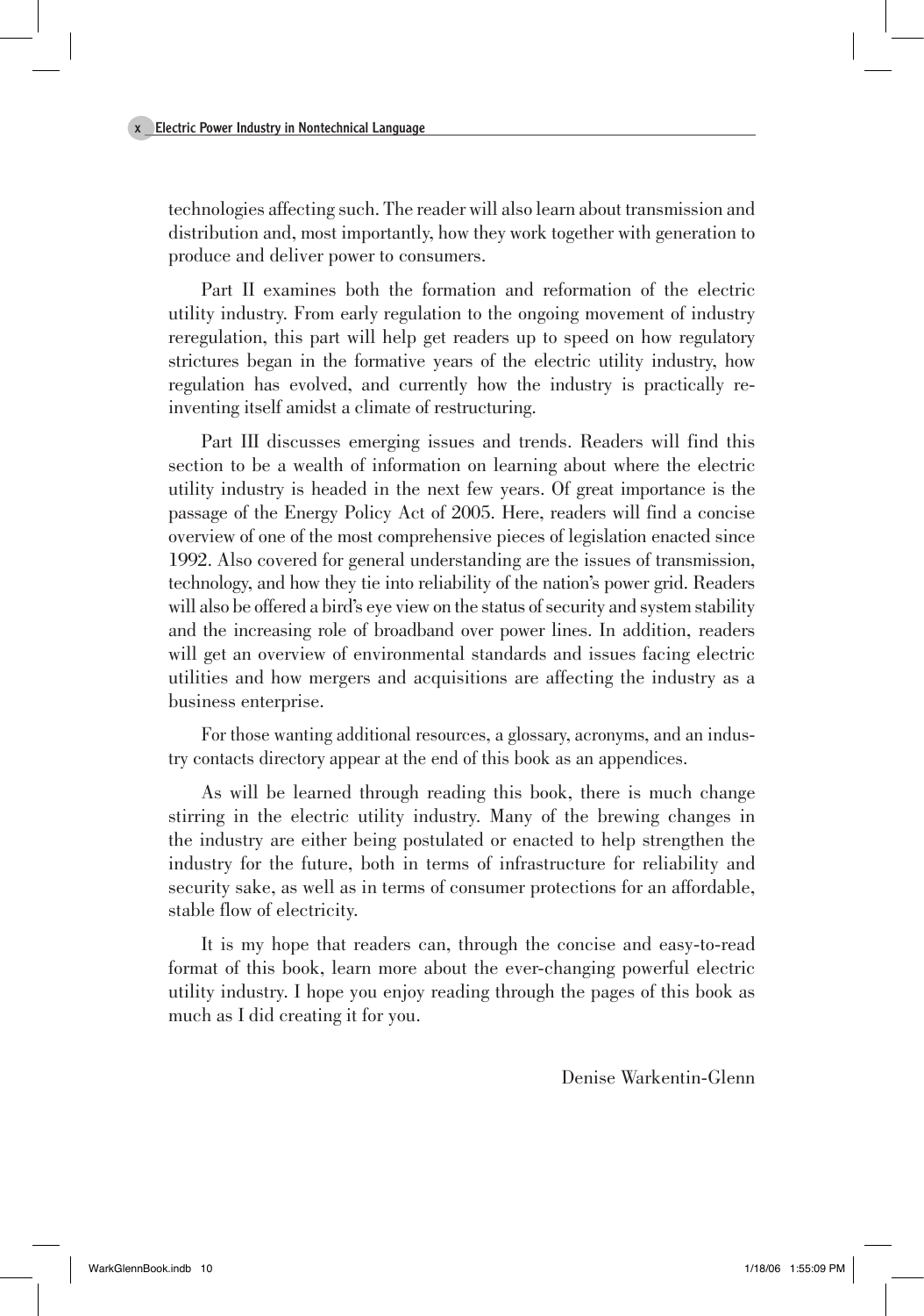technologies affecting such. The reader will also learn about transmission and distribution and, most importantly, how they work together with generation to produce and deliver power to consumers.

Part II examines both the formation and reformation of the electric utility industry. From early regulation to the ongoing movement of industry reregulation, this part will help get readers up to speed on how regulatory strictures began in the formative years of the electric utility industry, how regulation has evolved, and currently how the industry is practically re-inventing itself amidst a climate of restructuring.

Part III discusses emerging issues and trends. Readers will find this section to be a wealth of information on learning about where the electric utility industry is headed in the next few years. Of great importance is the passage of the Energy Policy Act of 2005. Here, readers will find a concise overview of one of the most comprehensive pieces of legislation enacted since 1992. Also covered for general understanding are the issues of transmission, technology, and how they tie into reliability of the nation's power grid. Readers will also be offered a bird's eye view on the status of security and system stability and the increasing role of broadband over power lines. In addition, readers will get an overview of environmental standards and issues facing electric utilities and how mergers and acquisitions are affecting the industry as a business enterprise.

For those wanting additional resources, a glossary, acronyms, and an industry contacts directory appear at the end of this book as an appendices.

As will be learned through reading this book, there is much change stirring in the electric utility industry. Many of the brewing changes in the industry are either being postulated or enacted to help strengthen the industry for the future, both in terms of infrastructure for reliability and security sake, as well as in terms of consumer protections for an affordable, stable flow of electricity.

It is my hope that readers can, through the concise and easy-to-read format of this book, learn more about the ever-changing powerful electric utility industry. I hope you enjoy reading through the pages of this book as much as I did creating it for you.

Denise Warkentin-Glenn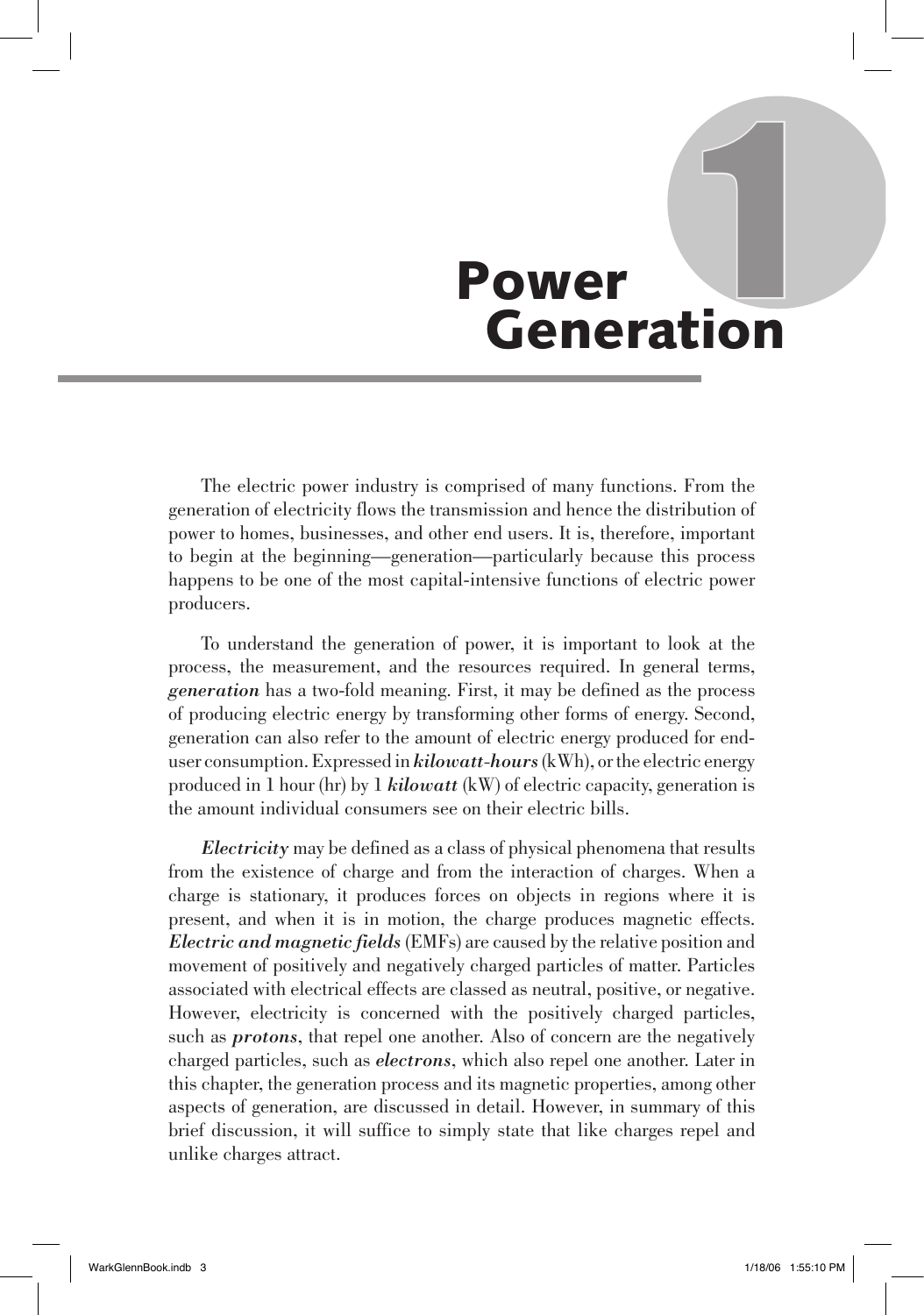# 1 Power Generation

The electric power industry is comprised of many functions. From the generation of electricity flows the transmission and hence the distribution of power to homes, businesses, and other end users. It is, therefore, important to begin at the beginning—generation—particularly because this process happens to be one of the most capital-intensive functions of electric power producers.

To understand the generation of power, it is important to look at the process, the measurement, and the resources required. In general terms, ***generation*** has a two-fold meaning. First, it may be defined as the process of producing electric energy by transforming other forms of energy. Second, generation can also refer to the amount of electric energy produced for end-user consumption. Expressed in ***kilowatt-hours*** (kWh), or the electric energy produced in 1 hour (hr) by 1 ***kilowatt*** (kW) of electric capacity, generation is the amount individual consumers see on their electric bills.

***Electricity*** may be defined as a class of physical phenomena that results from the existence of charge and from the interaction of charges. When a charge is stationary, it produces forces on objects in regions where it is present, and when it is in motion, the charge produces magnetic effects. ***Electric and magnetic fields*** (EMFs) are caused by the relative position and movement of positively and negatively charged particles of matter. Particles associated with electrical effects are classed as neutral, positive, or negative. However, electricity is concerned with the positively charged particles, such as ***protons***, that repel one another. Also of concern are the negatively charged particles, such as ***electrons***, which also repel one another. Later in this chapter, the generation process and its magnetic properties, among other aspects of generation, are discussed in detail. However, in summary of this brief discussion, it will suffice to simply state that like charges repel and unlike charges attract.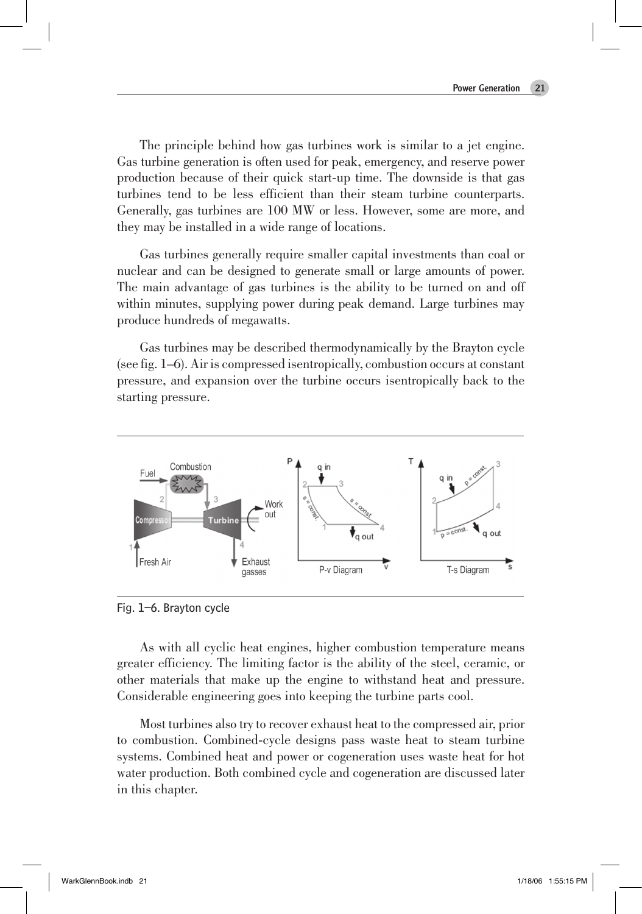The principle behind how gas turbines work is similar to a jet engine. Gas turbine generation is often used for peak, emergency, and reserve power production because of their quick start-up time. The downside is that gas turbines tend to be less efficient than their steam turbine counterparts. Generally, gas turbines are 100 MW or less. However, some are more, and they may be installed in a wide range of locations.

Gas turbines generally require smaller capital investments than coal or nuclear and can be designed to generate small or large amounts of power. The main advantage of gas turbines is the ability to be turned on and off within minutes, supplying power during peak demand. Large turbines may produce hundreds of megawatts.

Gas turbines may be described thermodynamically by the Brayton cycle (see fig. 1–6). Air is compressed isentropically, combustion occurs at constant pressure, and expansion over the turbine occurs isentropically back to the starting pressure.

Fig. 1–6. Brayton cycle

As with all cyclic heat engines, higher combustion temperature means greater efficiency. The limiting factor is the ability of the steel, ceramic, or other materials that make up the engine to withstand heat and pressure. Considerable engineering goes into keeping the turbine parts cool.

Most turbines also try to recover exhaust heat to the compressed air, prior to combustion. Combined-cycle designs pass waste heat to steam turbine systems. Combined heat and power or cogeneration uses waste heat for hot water production. Both combined cycle and cogeneration are discussed later in this chapter.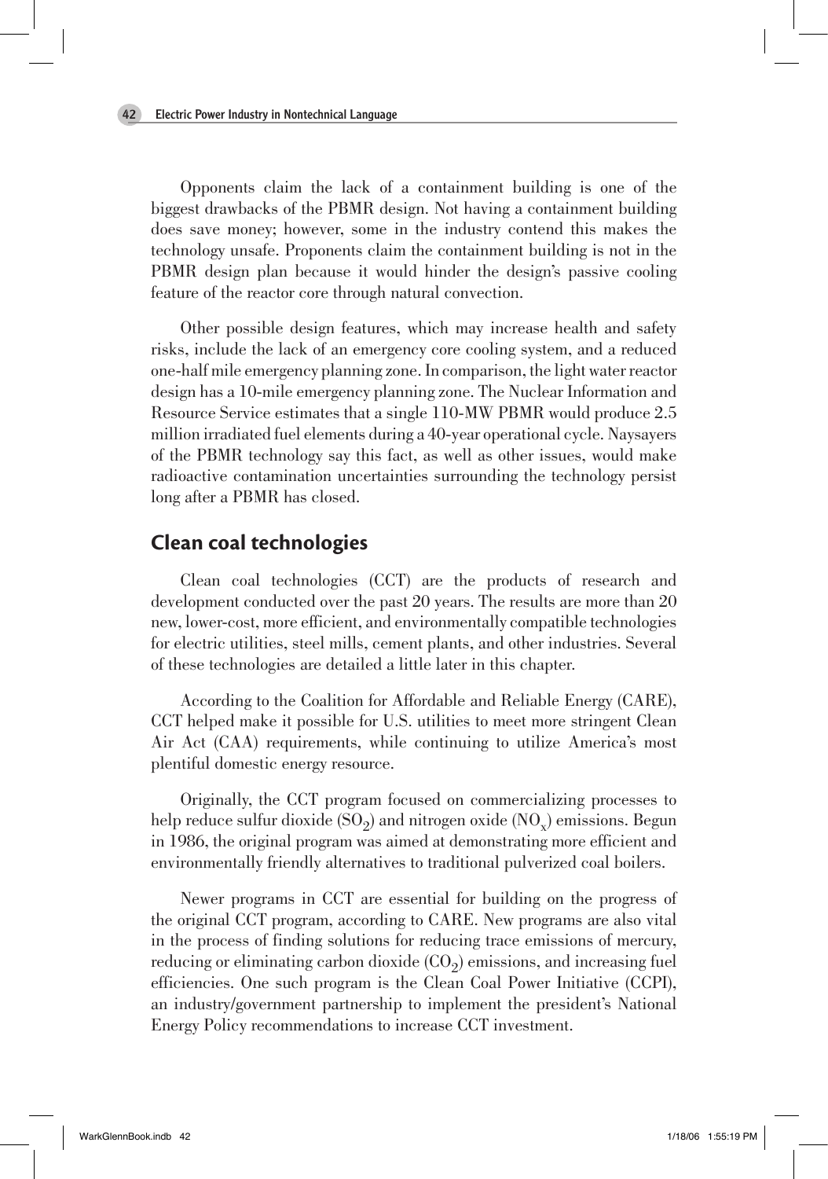Opponents claim the lack of a containment building is one of the biggest drawbacks of the PBMR design. Not having a containment building does save money; however, some in the industry contend this makes the technology unsafe. Proponents claim the containment building is not in the PBMR design plan because it would hinder the design's passive cooling feature of the reactor core through natural convection.

Other possible design features, which may increase health and safety risks, include the lack of an emergency core cooling system, and a reduced one-half mile emergency planning zone. In comparison, the light water reactor design has a 10-mile emergency planning zone. The Nuclear Information and Resource Service estimates that a single 110-MW PBMR would produce 2.5 million irradiated fuel elements during a 40-year operational cycle. Naysayers of the PBMR technology say this fact, as well as other issues, would make radioactive contamination uncertainties surrounding the technology persist long after a PBMR has closed.

## Clean coal technologies

Clean coal technologies (CCT) are the products of research and development conducted over the past 20 years. The results are more than 20 new, lower-cost, more efficient, and environmentally compatible technologies for electric utilities, steel mills, cement plants, and other industries. Several of these technologies are detailed a little later in this chapter.

According to the Coalition for Affordable and Reliable Energy (CARE), CCT helped make it possible for U.S. utilities to meet more stringent Clean Air Act (CAA) requirements, while continuing to utilize America's most plentiful domestic energy resource.

Originally, the CCT program focused on commercializing processes to help reduce sulfur dioxide ($SO_2$) and nitrogen oxide ($NO_x$) emissions. Begun in 1986, the original program was aimed at demonstrating more efficient and environmentally friendly alternatives to traditional pulverized coal boilers.

Newer programs in CCT are essential for building on the progress of the original CCT program, according to CARE. New programs are also vital in the process of finding solutions for reducing trace emissions of mercury, reducing or eliminating carbon dioxide ($CO_2$) emissions, and increasing fuel efficiencies. One such program is the Clean Coal Power Initiative (CCPI), an industry/government partnership to implement the president's National Energy Policy recommendations to increase CCT investment.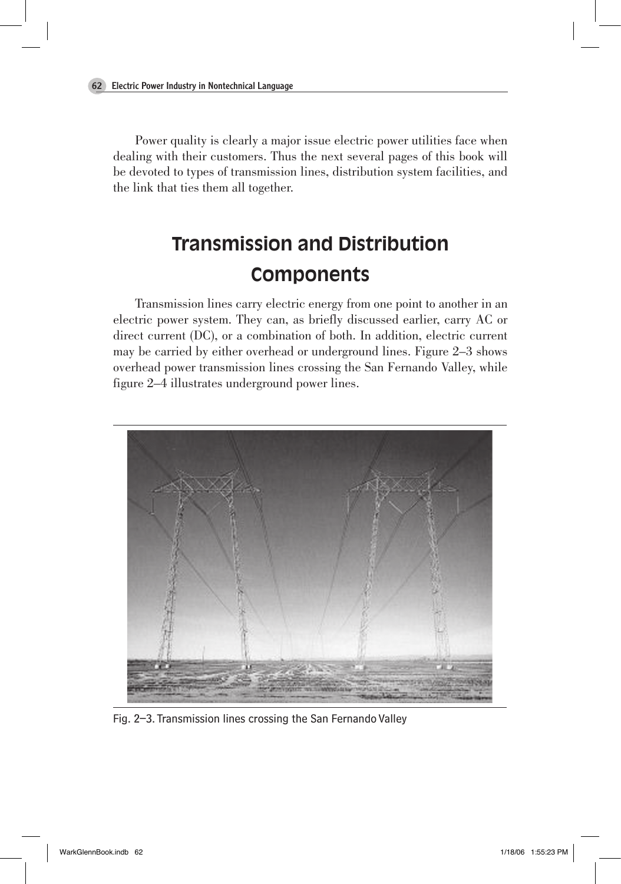Power quality is clearly a major issue electric power utilities face when dealing with their customers. Thus the next several pages of this book will be devoted to types of transmission lines, distribution system facilities, and the link that ties them all together.

## Transmission and Distribution Components

Transmission lines carry electric energy from one point to another in an electric power system. They can, as briefly discussed earlier, carry AC or direct current (DC), or a combination of both. In addition, electric current may be carried by either overhead or underground lines. Figure 2–3 shows overhead power transmission lines crossing the San Fernando Valley, while figure 2–4 illustrates underground power lines.

Fig. 2–3. Transmission lines crossing the San Fernando Valley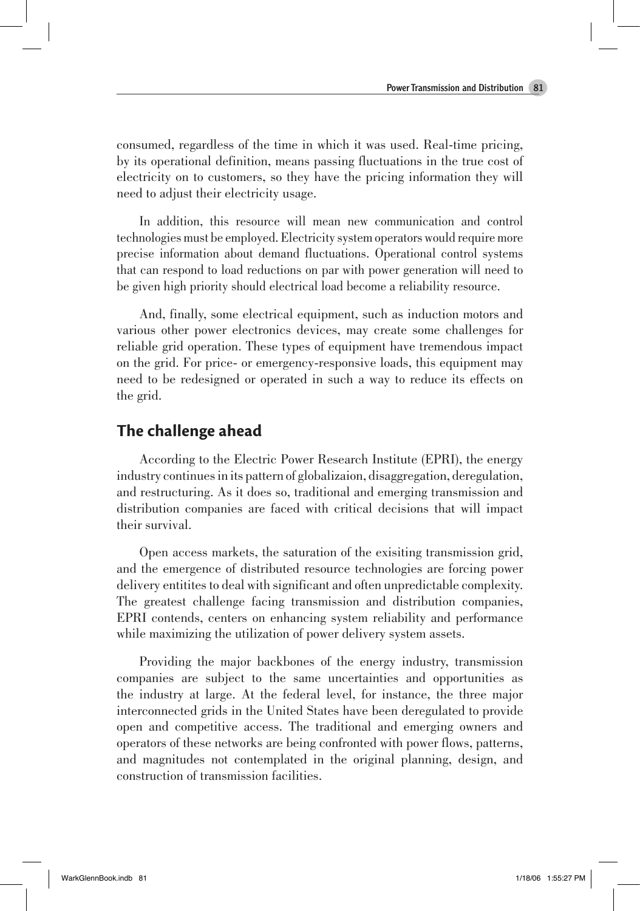consumed, regardless of the time in which it was used. Real-time pricing, by its operational definition, means passing fluctuations in the true cost of electricity on to customers, so they have the pricing information they will need to adjust their electricity usage.

In addition, this resource will mean new communication and control technologies must be employed. Electricity system operators would require more precise information about demand fluctuations. Operational control systems that can respond to load reductions on par with power generation will need to be given high priority should electrical load become a reliability resource.

And, finally, some electrical equipment, such as induction motors and various other power electronics devices, may create some challenges for reliable grid operation. These types of equipment have tremendous impact on the grid. For price- or emergency-responsive loads, this equipment may need to be redesigned or operated in such a way to reduce its effects on the grid.

## The challenge ahead

According to the Electric Power Research Institute (EPRI), the energy industry continues in its pattern of globalizaion, disaggregation, deregulation, and restructuring. As it does so, traditional and emerging transmission and distribution companies are faced with critical decisions that will impact their survival.

Open access markets, the saturation of the exisiting transmission grid, and the emergence of distributed resource technologies are forcing power delivery entitites to deal with significant and often unpredictable complexity. The greatest challenge facing transmission and distribution companies, EPRI contends, centers on enhancing system reliability and performance while maximizing the utilization of power delivery system assets.

Providing the major backbones of the energy industry, transmission companies are subject to the same uncertainties and opportunities as the industry at large. At the federal level, for instance, the three major interconnected grids in the United States have been deregulated to provide open and competitive access. The traditional and emerging owners and operators of these networks are being confronted with power flows, patterns, and magnitudes not contemplated in the original planning, design, and construction of transmission facilities.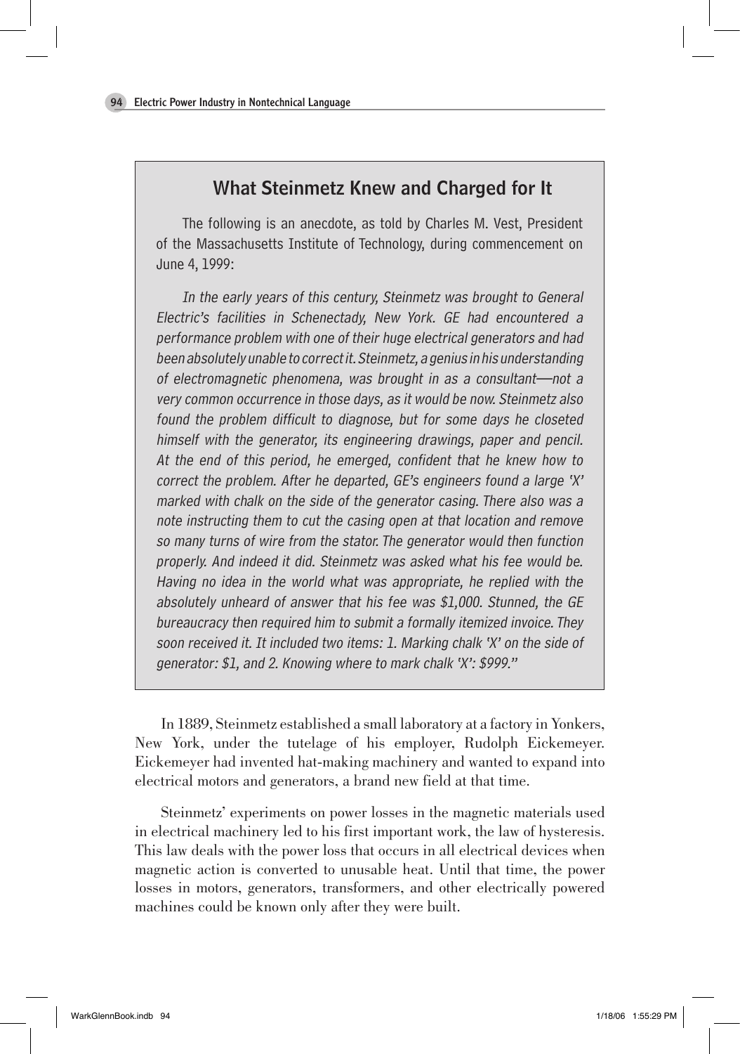## What Steinmetz Knew and Charged for It

The following is an anecdote, as told by Charles M. Vest, President of the Massachusetts Institute of Technology, during commencement on June 4, 1999:

*In the early years of this century, Steinmetz was brought to General Electric's facilities in Schenectady, New York. GE had encountered a performance problem with one of their huge electrical generators and had been absolutely unable to correct it. Steinmetz, a genius in his understanding of electromagnetic phenomena, was brought in as a consultant—not a very common occurrence in those days, as it would be now. Steinmetz also found the problem difficult to diagnose, but for some days he closeted himself with the generator, its engineering drawings, paper and pencil. At the end of this period, he emerged, confident that he knew how to correct the problem. After he departed, GE's engineers found a large 'X' marked with chalk on the side of the generator casing. There also was a note instructing them to cut the casing open at that location and remove so many turns of wire from the stator. The generator would then function properly. And indeed it did. Steinmetz was asked what his fee would be. Having no idea in the world what was appropriate, he replied with the absolutely unheard of answer that his fee was $1,000. Stunned, the GE bureaucracy then required him to submit a formally itemized invoice. They soon received it. It included two items: 1. Marking chalk 'X' on the side of generator: $1, and 2. Knowing where to mark chalk 'X': $999."*

In 1889, Steinmetz established a small laboratory at a factory in Yonkers, New York, under the tutelage of his employer, Rudolph Eickemeyer. Eickemeyer had invented hat-making machinery and wanted to expand into electrical motors and generators, a brand new field at that time.

Steinmetz' experiments on power losses in the magnetic materials used in electrical machinery led to his first important work, the law of hysteresis. This law deals with the power loss that occurs in all electrical devices when magnetic action is converted to unusable heat. Until that time, the power losses in motors, generators, transformers, and other electrically powered machines could be known only after they were built.